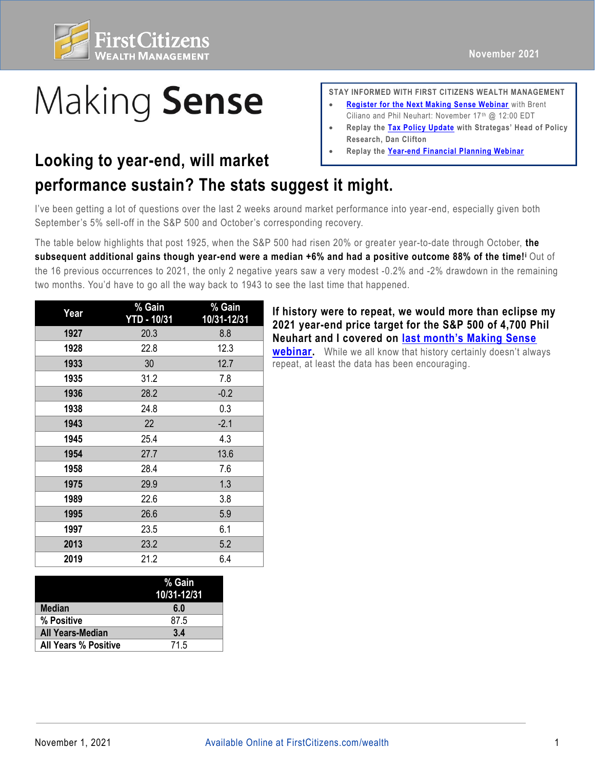First Citizens Wealth Management

November 2021

# Making **Sense**

**STAY INFORMED WITH FIRST CITIZENS WEALTH MANAGEMENT**

- **Register for the Next Making Sense Webinar** with Brent Ciliano and Phil Neuhart: November 17th @ 12:00 EDT
- **Replay the Tax Policy Update with Strategas' Head of Policy Research, Dan Clifton**
- **Replay the Year-end Financial Planning Webinar**

## Looking to year-end, will market performance sustain? The stats suggest it might.

I've been getting a lot of questions over the last 2 weeks around market performance into year-end, especially given both September's 5% sell-off in the S&P 500 and October's corresponding recovery.

The table below highlights that post 1925, when the S&P 500 had risen 20% or greater year-to-date through October, **the subsequent additional gains though year-end were a median +6% and had a positive outcome 88% of the time!**[i] Out of the 16 previous occurrences to 2021, the only 2 negative years saw a very modest -0.2% and -2% drawdown in the remaining two months. You'd have to go all the way back to 1943 to see the last time that happened.

| Year | % Gain YTD - 10/31 | % Gain 10/31-12/31 |
|---|---|---|
| 1927 | 20.3 | 8.8 |
| 1928 | 22.8 | 12.3 |
| 1933 | 30 | 12.7 |
| 1935 | 31.2 | 7.8 |
| 1936 | 28.2 | -0.2 |
| 1938 | 24.8 | 0.3 |
| 1943 | 22 | -2.1 |
| 1945 | 25.4 | 4.3 |
| 1954 | 27.7 | 13.6 |
| 1958 | 28.4 | 7.6 |
| 1975 | 29.9 | 1.3 |
| 1989 | 22.6 | 3.8 |
| 1995 | 26.6 | 5.9 |
| 1997 | 23.5 | 6.1 |
| 2013 | 23.2 | 5.2 |
| 2019 | 21.2 | 6.4 |

| | % Gain 10/31-12/31 |
|---|---|
| **Median** | **6.0** |
| **% Positive** | 87.5 |
| **All Years-Median** | **3.4** |
| **All Years % Positive** | 71.5 |

**If history were to repeat, we would more than eclipse my 2021 year-end price target for the S&P 500 of 4,700 Phil Neuhart and I covered on last month's Making Sense webinar.** While we all know that history certainly doesn't always repeat, at least the data has been encouraging.

November 1, 2021 | Available Online at FirstCitizens.com/wealth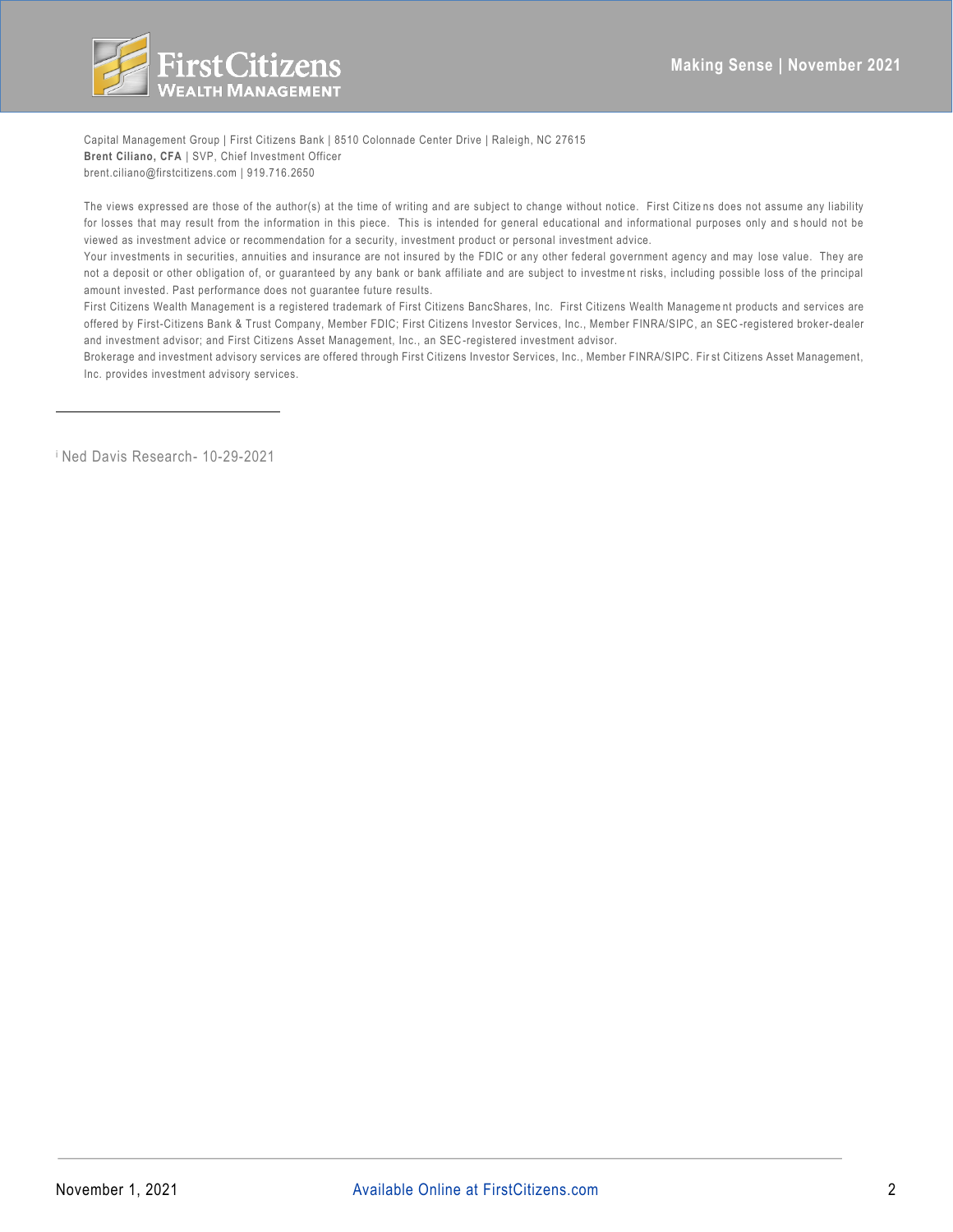Capital Management Group | First Citizens Bank | 8510 Colonnade Center Drive | Raleigh, NC 27615
**Brent Ciliano, CFA** | SVP, Chief Investment Officer
brent.ciliano@firstcitizens.com | 919.716.2650

The views expressed are those of the author(s) at the time of writing and are subject to change without notice. First Citizens does not assume any liability for losses that may result from the information in this piece. This is intended for general educational and informational purposes only and should not be viewed as investment advice or recommendation for a security, investment product or personal investment advice.
Your investments in securities, annuities and insurance are not insured by the FDIC or any other federal government agency and may lose value. They are not a deposit or other obligation of, or guaranteed by any bank or bank affiliate and are subject to investment risks, including possible loss of the principal amount invested. Past performance does not guarantee future results.
First Citizens Wealth Management is a registered trademark of First Citizens BancShares, Inc. First Citizens Wealth Management products and services are offered by First-Citizens Bank & Trust Company, Member FDIC; First Citizens Investor Services, Inc., Member FINRA/SIPC, an SEC-registered broker-dealer and investment advisor; and First Citizens Asset Management, Inc., an SEC-registered investment advisor.
Brokerage and investment advisory services are offered through First Citizens Investor Services, Inc., Member FINRA/SIPC. First Citizens Asset Management, Inc. provides investment advisory services.

---

[i] Ned Davis Research- 10-29-2021